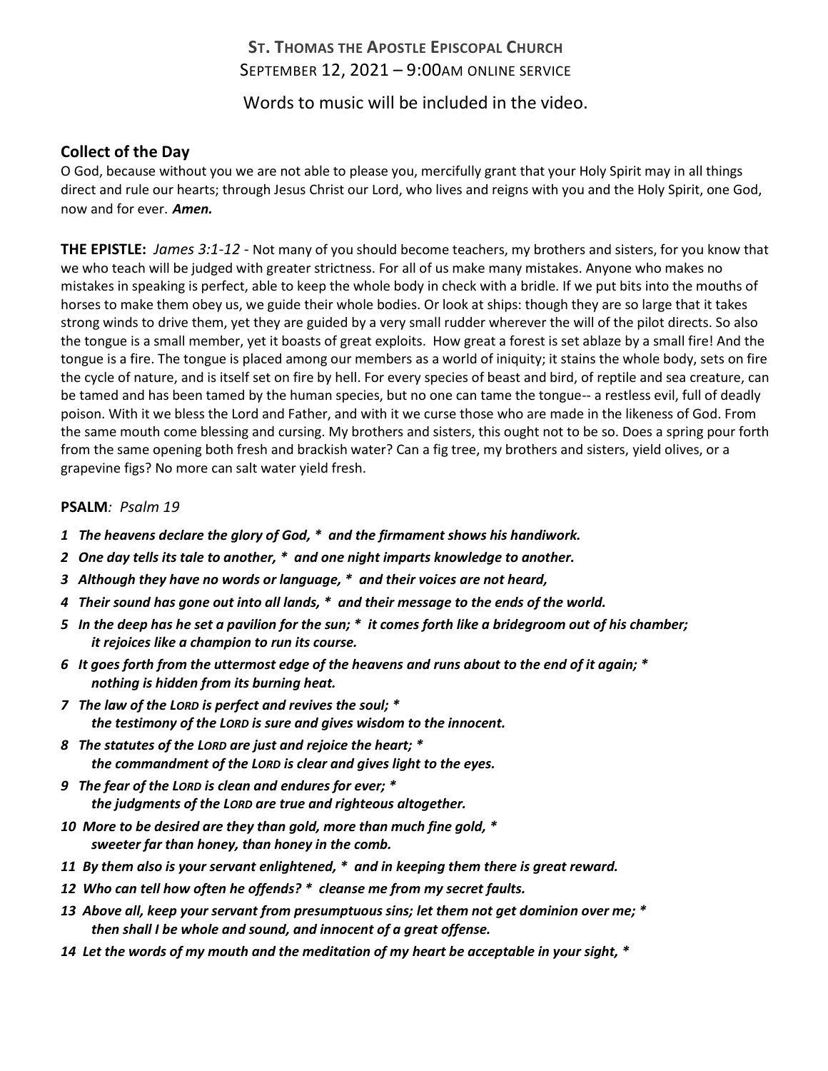# St. Thomas the Apostle Episcopal Church

September 12, 2021 – 9:00am online service

Words to music will be included in the video.

## Collect of the Day

O God, because without you we are not able to please you, mercifully grant that your Holy Spirit may in all things direct and rule our hearts; through Jesus Christ our Lord, who lives and reigns with you and the Holy Spirit, one God, now and for ever. ***Amen.***

**THE EPISTLE:** *James 3:1-12* - Not many of you should become teachers, my brothers and sisters, for you know that we who teach will be judged with greater strictness. For all of us make many mistakes. Anyone who makes no mistakes in speaking is perfect, able to keep the whole body in check with a bridle. If we put bits into the mouths of horses to make them obey us, we guide their whole bodies. Or look at ships: though they are so large that it takes strong winds to drive them, yet they are guided by a very small rudder wherever the will of the pilot directs. So also the tongue is a small member, yet it boasts of great exploits. How great a forest is set ablaze by a small fire! And the tongue is a fire. The tongue is placed among our members as a world of iniquity; it stains the whole body, sets on fire the cycle of nature, and is itself set on fire by hell. For every species of beast and bird, of reptile and sea creature, can be tamed and has been tamed by the human species, but no one can tame the tongue-- a restless evil, full of deadly poison. With it we bless the Lord and Father, and with it we curse those who are made in the likeness of God. From the same mouth come blessing and cursing. My brothers and sisters, this ought not to be so. Does a spring pour forth from the same opening both fresh and brackish water? Can a fig tree, my brothers and sisters, yield olives, or a grapevine figs? No more can salt water yield fresh.

**PSALM***: Psalm 19*

***1 The heavens declare the glory of God, * and the firmament shows his handiwork.***

***2 One day tells its tale to another, * and one night imparts knowledge to another.***

***3 Although they have no words or language, * and their voices are not heard,***

***4 Their sound has gone out into all lands, * and their message to the ends of the world.***

***5 In the deep has he set a pavilion for the sun; * it comes forth like a bridegroom out of his chamber; it rejoices like a champion to run its course.***

***6 It goes forth from the uttermost edge of the heavens and runs about to the end of it again; * nothing is hidden from its burning heat.***

***7 The law of the LORD is perfect and revives the soul; * the testimony of the LORD is sure and gives wisdom to the innocent.***

***8 The statutes of the LORD are just and rejoice the heart; * the commandment of the LORD is clear and gives light to the eyes.***

***9 The fear of the LORD is clean and endures for ever; * the judgments of the LORD are true and righteous altogether.***

***10 More to be desired are they than gold, more than much fine gold, * sweeter far than honey, than honey in the comb.***

***11 By them also is your servant enlightened, * and in keeping them there is great reward.***

***12 Who can tell how often he offends? * cleanse me from my secret faults.***

***13 Above all, keep your servant from presumptuous sins; let them not get dominion over me; * then shall I be whole and sound, and innocent of a great offense.***

***14 Let the words of my mouth and the meditation of my heart be acceptable in your sight, ****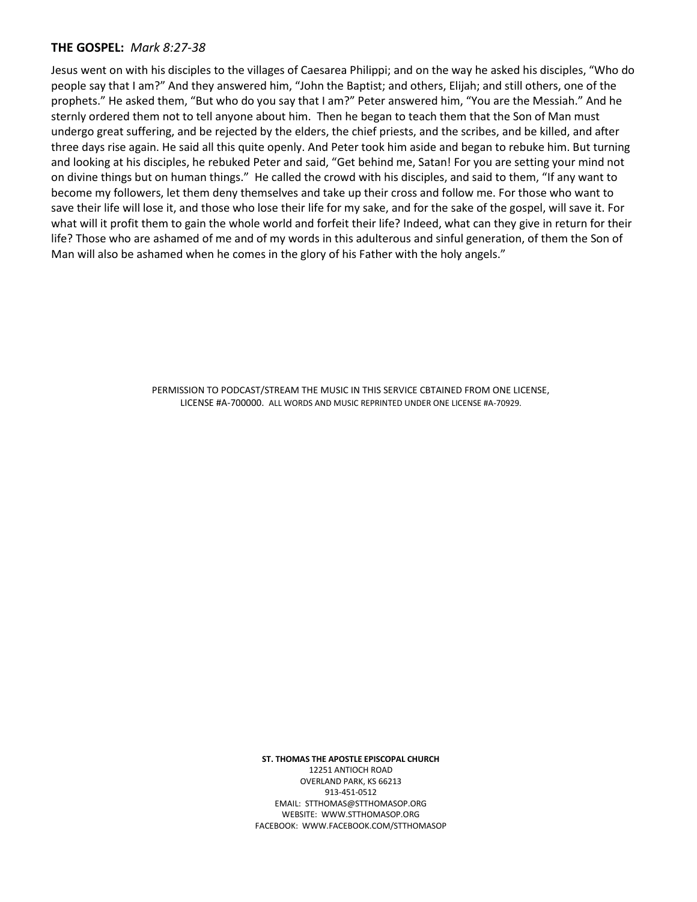**THE GOSPEL:** *Mark 8:27-38*

Jesus went on with his disciples to the villages of Caesarea Philippi; and on the way he asked his disciples, "Who do people say that I am?" And they answered him, "John the Baptist; and others, Elijah; and still others, one of the prophets." He asked them, "But who do you say that I am?" Peter answered him, "You are the Messiah." And he sternly ordered them not to tell anyone about him. Then he began to teach them that the Son of Man must undergo great suffering, and be rejected by the elders, the chief priests, and the scribes, and be killed, and after three days rise again. He said all this quite openly. And Peter took him aside and began to rebuke him. But turning and looking at his disciples, he rebuked Peter and said, "Get behind me, Satan! For you are setting your mind not on divine things but on human things." He called the crowd with his disciples, and said to them, "If any want to become my followers, let them deny themselves and take up their cross and follow me. For those who want to save their life will lose it, and those who lose their life for my sake, and for the sake of the gospel, will save it. For what will it profit them to gain the whole world and forfeit their life? Indeed, what can they give in return for their life? Those who are ashamed of me and of my words in this adulterous and sinful generation, of them the Son of Man will also be ashamed when he comes in the glory of his Father with the holy angels."

PERMISSION TO PODCAST/STREAM THE MUSIC IN THIS SERVICE CBTAINED FROM ONE LICENSE, LICENSE #A-700000. ALL WORDS AND MUSIC REPRINTED UNDER ONE LICENSE #A-70929.

**ST. THOMAS THE APOSTLE EPISCOPAL CHURCH**
12251 ANTIOCH ROAD
OVERLAND PARK, KS 66213
913-451-0512
EMAIL: STTHOMAS@STTHOMASOP.ORG
WEBSITE: WWW.STTHOMASOP.ORG
FACEBOOK: WWW.FACEBOOK.COM/STTHOMASOP